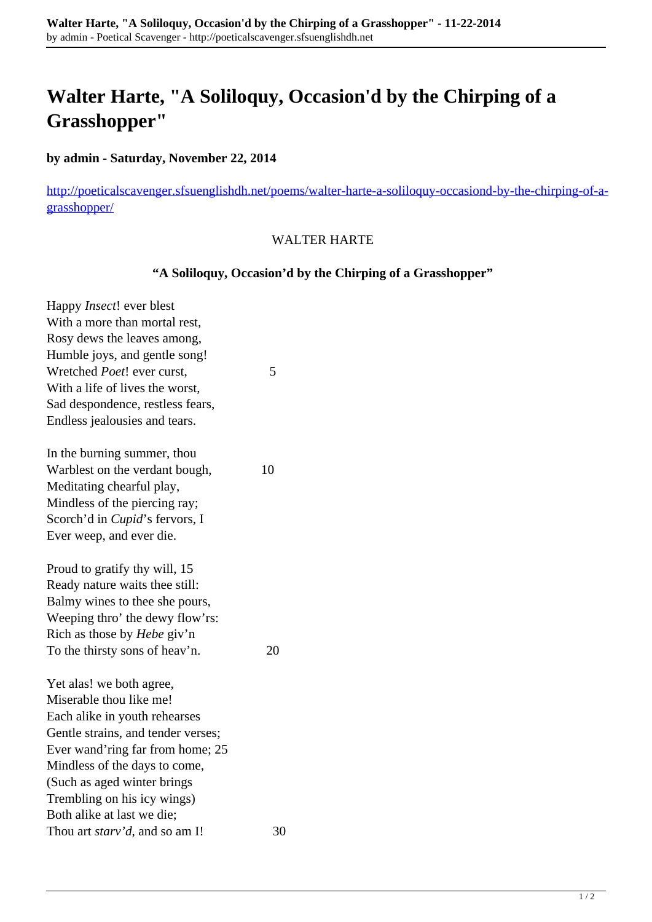# Walter Harte, "A Soliloquy, Occasion'd by the Chirping of a Grasshopper"

**by admin - Saturday, November 22, 2014**

http://poeticalscavenger.sfsuenglishdh.net/poems/walter-harte-a-soliloquy-occasiond-by-the-chirping-of-a-grasshopper/

WALTER HARTE

**"A Soliloquy, Occasion'd by the Chirping of a Grasshopper"**

Happy *Insect*! ever blest
With a more than mortal rest,
Rosy dews the leaves among,
Humble joys, and gentle song!
Wretched *Poet*! ever curst, 5
With a life of lives the worst,
Sad despondence, restless fears,
Endless jealousies and tears.

In the burning summer, thou
Warblest on the verdant bough, 10
Meditating chearful play,
Mindless of the piercing ray;
Scorch'd in *Cupid*'s fervors, I
Ever weep, and ever die.

Proud to gratify thy will, 15
Ready nature waits thee still:
Balmy wines to thee she pours,
Weeping thro' the dewy flow'rs:
Rich as those by *Hebe* giv'n
To the thirsty sons of heav'n. 20

Yet alas! we both agree,
Miserable thou like me!
Each alike in youth rehearses
Gentle strains, and tender verses;
Ever wand'ring far from home; 25
Mindless of the days to come,
(Such as aged winter brings
Trembling on his icy wings)
Both alike at last we die;
Thou art *starv'd*, and so am I! 30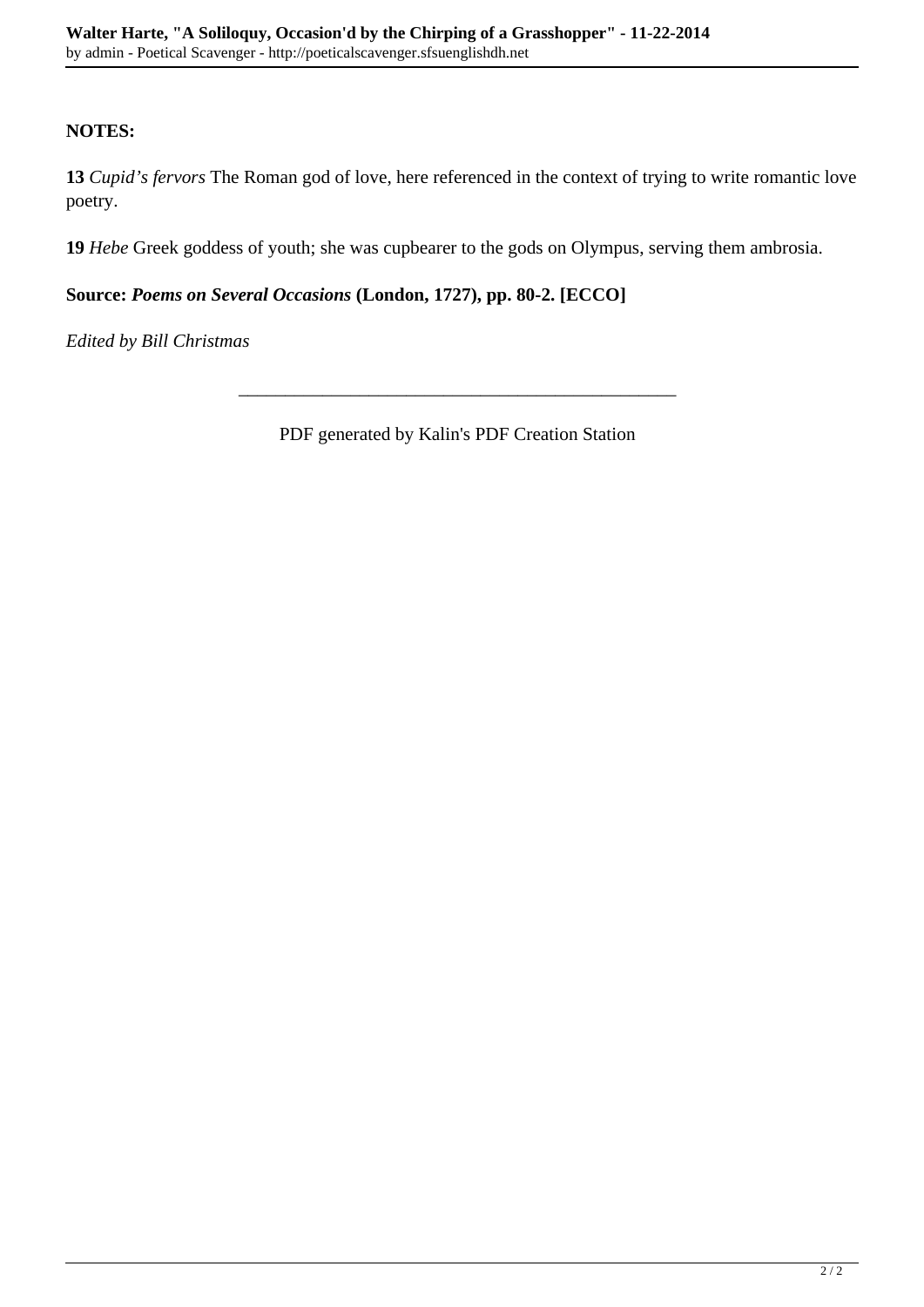**NOTES:**

**13** *Cupid's fervors* The Roman god of love, here referenced in the context of trying to write romantic love poetry.

**19** *Hebe* Greek goddess of youth; she was cupbearer to the gods on Olympus, serving them ambrosia.

**Source:** ***Poems on Several Occasions*** **(London, 1727), pp. 80-2. [ECCO]**

*Edited by Bill Christmas*

---

PDF generated by Kalin's PDF Creation Station